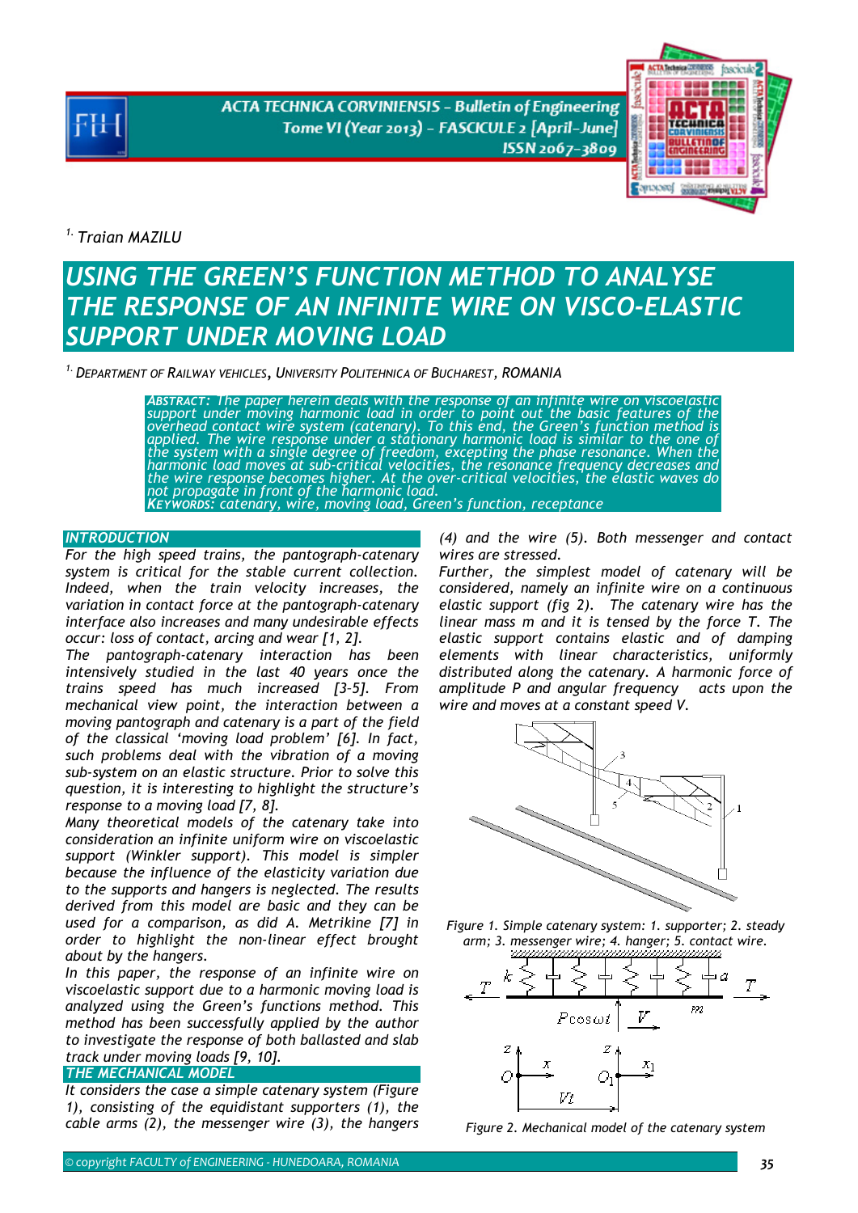[1.] Traian MAZILU

# USING THE GREEN'S FUNCTION METHOD TO ANALYSE THE RESPONSE OF AN INFINITE WIRE ON VISCO-ELASTIC SUPPORT UNDER MOVING LOAD

[1.] DEPARTMENT OF RAILWAY VEHICLES, UNIVERSITY POLITEHNICA OF BUCHAREST, ROMANIA

*ABSTRACT: The paper herein deals with the response of an infinite wire on viscoelastic support under moving harmonic load in order to point out the basic features of the overhead contact wire system (catenary). To this end, the Green's function method is applied. The wire response under a stationary harmonic load is similar to the one of the system with a single degree of freedom, excepting the phase resonance. When the harmonic load moves at sub-critical velocities, the resonance frequency decreases and the wire response becomes higher. At the over-critical velocities, the elastic waves do not propagate in front of the harmonic load.*

*KEYWORDS: catenary, wire, moving load, Green's function, receptance*

## INTRODUCTION

*For the high speed trains, the pantograph-catenary system is critical for the stable current collection. Indeed, when the train velocity increases, the variation in contact force at the pantograph-catenary interface also increases and many undesirable effects occur: loss of contact, arcing and wear [1, 2].*

*The pantograph-catenary interaction has been intensively studied in the last 40 years once the trains speed has much increased [3–5]. From mechanical view point, the interaction between a moving pantograph and catenary is a part of the field of the classical 'moving load problem' [6]. In fact, such problems deal with the vibration of a moving sub-system on an elastic structure. Prior to solve this question, it is interesting to highlight the structure's response to a moving load [7, 8].*

*Many theoretical models of the catenary take into consideration an infinite uniform wire on viscoelastic support (Winkler support). This model is simpler because the influence of the elasticity variation due to the supports and hangers is neglected. The results derived from this model are basic and they can be used for a comparison, as did A. Metrikine [7] in order to highlight the non-linear effect brought about by the hangers.*

*In this paper, the response of an infinite wire on viscoelastic support due to a harmonic moving load is analyzed using the Green's functions method. This method has been successfully applied by the author to investigate the response of both ballasted and slab track under moving loads [9, 10].*

## THE MECHANICAL MODEL

*It considers the case a simple catenary system (Figure 1), consisting of the equidistant supporters (1), the cable arms (2), the messenger wire (3), the hangers (4) and the wire (5). Both messenger and contact wires are stressed.*

*Further, the simplest model of catenary will be considered, namely an infinite wire on a continuous elastic support (fig 2). The catenary wire has the linear mass m and it is tensed by the force T. The elastic support contains elastic and of damping elements with linear characteristics, uniformly distributed along the catenary. A harmonic force of amplitude P and angular frequency acts upon the wire and moves at a constant speed V.*

*Figure 1. Simple catenary system: 1. supporter; 2. steady arm; 3. messenger wire; 4. hanger; 5. contact wire.*

*Figure 2. Mechanical model of the catenary system*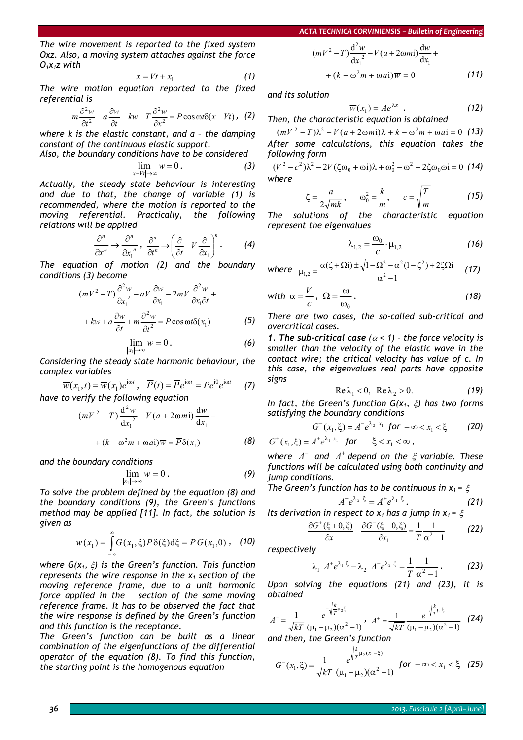The wire movement is reported to the fixed system $Oxz$. Also, a moving system attaches against the force $O_1x_1z$ with

$$x = Vt + x_1 \qquad (1)$$

The wire motion equation reported to the fixed referential is

$$m\frac{\partial^2 w}{\partial t^2} + a\frac{\partial w}{\partial t} + kw - T\frac{\partial^2 w}{\partial x^2} = P\cos\omega t\,\delta(x - Vt), \qquad (2)$$

where $k$ is the elastic constant, and $a$ - the damping constant of the continuous elastic support.

Also, the boundary conditions have to be considered

$$\lim_{|x-Vt|\to\infty} w = 0. \qquad (3)$$

Actually, the steady state behaviour is interesting and due to that, the change of variable (1) is recommended, where the motion is reported to the moving referential. Practically, the following relations will be applied

$$\frac{\partial^n}{\partial x^n} \to \frac{\partial^n}{\partial x_1{}^n}, \quad \frac{\partial^n}{\partial t^n} \to \left(\frac{\partial}{\partial t} - V\frac{\partial}{\partial x_1}\right)^n. \qquad (4)$$

The equation of motion (2) and the boundary conditions (3) become

$$(mV^2 - T)\frac{\partial^2 w}{\partial x_1{}^2} - aV\frac{\partial w}{\partial x_1} - 2mV\frac{\partial^2 w}{\partial x_1 \partial t} +$$
$$+ kw + a\frac{\partial w}{\partial t} + m\frac{\partial^2 w}{\partial t^2} = P\cos\omega t\,\delta(x_1) \qquad (5)$$

$$\lim_{|x_1|\to\infty} w = 0. \qquad (6)$$

Considering the steady state harmonic behaviour, the complex variables

$$\overline{w}(x_1, t) = \overline{w}(x_1)e^{i\omega t}, \quad \overline{P}(t) = \overline{P}e^{i\omega t} = Pe^{i0}e^{i\omega t} \qquad (7)$$

have to verify the following equation

$$(mV^2 - T)\frac{d^2\overline{w}}{dx_1{}^2} - V(a + 2\omega m i)\frac{d\overline{w}}{dx_1} +$$
$$+ (k - \omega^2 m + \omega a i)\overline{w} = \overline{P}\delta(x_1) \qquad (8)$$

and the boundary conditions

$$\lim_{|x_1|\to\infty} \overline{w} = 0. \qquad (9)$$

To solve the problem defined by the equation (8) and the boundary conditions (9), the Green's functions method may be applied [11]. In fact, the solution is given as

$$\overline{w}(x_1) = \int_{-\infty}^{\infty} G(x_1, \xi)\overline{P}\delta(\xi)d\xi = \overline{P}G(x_1, 0), \qquad (10)$$

where $G(x_1, \xi)$ is the Green's function. This function represents the wire response in the $x_1$ section of the moving reference frame, due to a unit harmonic force applied in the section of the same moving reference frame. It has to be observed the fact that the wire response is defined by the Green's function and this function is the receptance.

The Green's function can be built as a linear combination of the eigenfunctions of the differential operator of the equation (8). To find this function, the starting point is the homogenous equation

$$(mV^2 - T)\frac{d^2\overline{w}}{dx_1{}^2} - V(a + 2\omega m i)\frac{d\overline{w}}{dx_1} +$$
$$+ (k - \omega^2 m + \omega a i)\overline{w} = 0 \qquad (11)$$

and its solution

$$\overline{w}(x_1) = Ae^{\lambda x_1}. \qquad (12)$$

Then, the characteristic equation is obtained

$$(mV^2 - T)\lambda^2 - V(a + 2\omega m i)\lambda + k - \omega^2 m + \omega a i = 0 \qquad (13)$$

After some calculations, this equation takes the following form

$$(V^2 - c^2)\lambda^2 - 2V(\zeta\omega_0 + \omega i)\lambda + \omega_0^2 - \omega^2 + 2\zeta\omega_0\omega i = 0 \qquad (14)$$

where

$$\zeta = \frac{a}{2\sqrt{mk}}, \quad \omega_0^2 = \frac{k}{m}, \quad c = \sqrt{\frac{T}{m}} \qquad (15)$$

The solutions of the characteristic equation represent the eigenvalues

$$\lambda_{1,2} = \frac{\omega_0}{c}\cdot\mu_{1,2} \qquad (16)$$

where $\mu_{1,2} = \dfrac{\alpha(\zeta + \Omega i) \pm \sqrt{1 - \Omega^2 - \alpha^2(1 - \zeta^2) + 2\zeta\Omega i}}{\alpha^2 - 1}$ (17)

with $\alpha = \dfrac{V}{c}$, $\Omega = \dfrac{\omega}{\omega_0}$. (18)

There are two cases, the so-called sub-critical and overcritical cases.

**1. The sub-critical case** ($\alpha < 1$) – the force velocity is smaller than the velocity of the elastic wave in the contact wire; the critical velocity has value of $c$. In this case, the eigenvalues real parts have opposite signs

$$\operatorname{Re}\lambda_1 < 0, \quad \operatorname{Re}\lambda_2 > 0. \qquad (19)$$

In fact, the Green's function $G(x_1, \xi)$ has two forms satisfying the boundary conditions

$$G^-(x_1, \xi) = A^- e^{\lambda_2 x_1} \text{ for } -\infty < x_1 < \xi \qquad (20)$$
$$G^+(x_1, \xi) = A^+ e^{\lambda_1 x_1} \text{ for } \xi < x_1 < \infty,$$

where $A^-$ and $A^+$ depend on the $\xi$ variable. These functions will be calculated using both continuity and jump conditions.

The Green's function has to be continuous in $x_1 = \xi$

$$A^- e^{\lambda_2 \xi} = A^+ e^{\lambda_1 \xi}. \qquad (21)$$

Its derivation in respect to $x_1$ has a jump in $x_1 = \xi$

$$\frac{\partial G^+(\xi + 0, \xi)}{\partial x_1} - \frac{\partial G^-(\xi - 0, \xi)}{\partial x_1} = \frac{1}{T}\frac{1}{\alpha^2 - 1} \qquad (22)$$

respectively

$$\lambda_1 A^+ e^{\lambda_1 \xi} - \lambda_2 A^- e^{\lambda_2 \xi} = \frac{1}{T}\frac{1}{\alpha^2 - 1}. \qquad (23)$$

Upon solving the equations (21) and (23), it is obtained

$$A^- = \frac{1}{\sqrt{kT}}\frac{e^{-\sqrt{\frac{k}{T}}\mu_2\xi}}{(\mu_1 - \mu_2)(\alpha^2 - 1)}, \quad A^+ = \frac{1}{\sqrt{kT}}\frac{e^{-\sqrt{\frac{k}{T}}\mu_1\xi}}{(\mu_1 - \mu_2)(\alpha^2 - 1)} \qquad (24)$$

and then, the Green's function

$$G^-(x_1, \xi) = \frac{1}{\sqrt{kT}}\frac{e^{\sqrt{\frac{k}{T}}\mu_2(x_1 - \xi)}}{(\mu_1 - \mu_2)(\alpha^2 - 1)} \text{ for } -\infty < x_1 < \xi \qquad (25)$$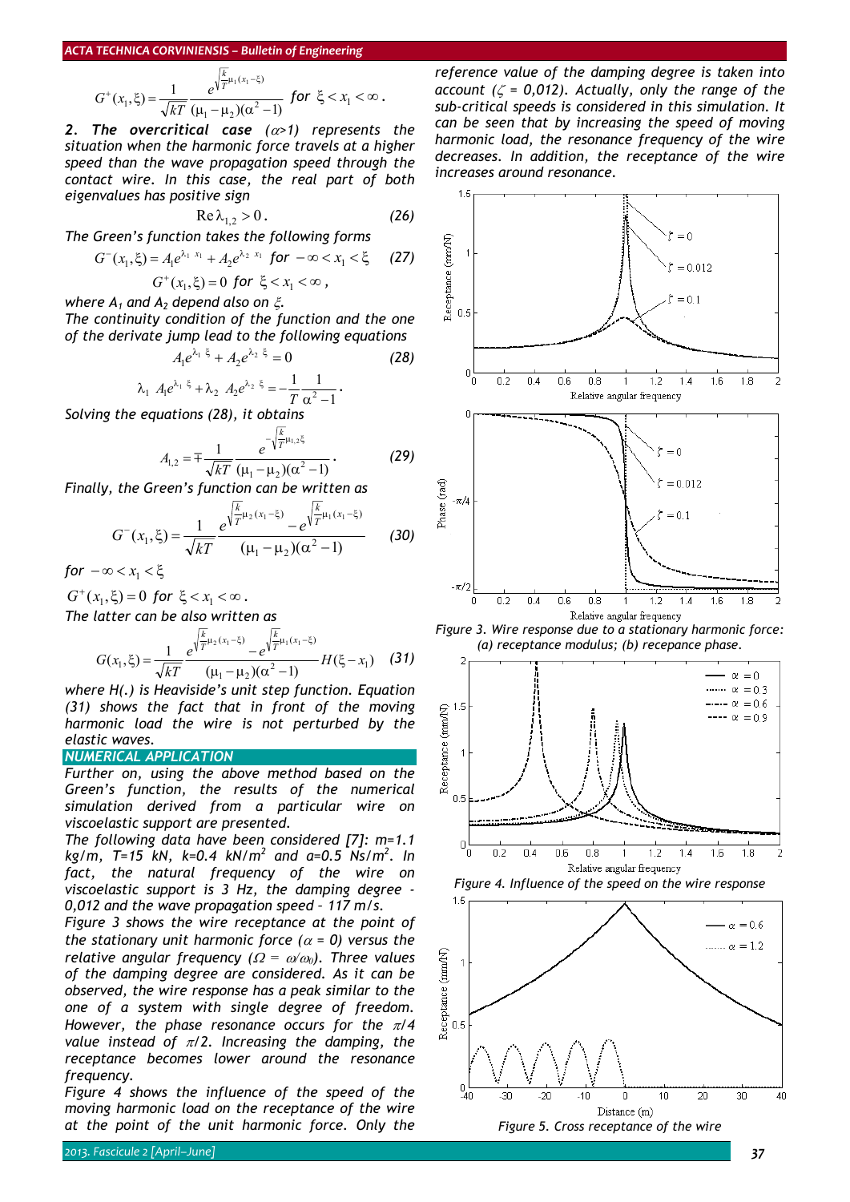$$G^+(x_1,\xi)=\frac{1}{\sqrt{kT}}\frac{e^{\sqrt{\frac{k}{T}}\mu_1(x_1-\xi)}}{(\mu_1-\mu_2)(\alpha^2-1)}\ \ for\ \ \xi<x_1<\infty\,.$$

*2. The overcritical case ($\alpha$>1) represents the situation when the harmonic force travels at a higher speed than the wave propagation speed through the contact wire. In this case, the real part of both eigenvalues has positive sign*

$$\operatorname{Re}\lambda_{1,2}>0\,. \tag{26}$$

*The Green's function takes the following forms*

$$G^-(x_1,\xi)=A_1e^{\lambda_1\,x_1}+A_2e^{\lambda_2\,x_1}\ \ for\ \ -\infty<x_1<\xi \tag{27}$$

$$G^+(x_1,\xi)=0\ \ for\ \ \xi<x_1<\infty\,,$$

*where $A_1$ and $A_2$ depend also on $\xi$.*

*The continuity condition of the function and the one of the derivate jump lead to the following equations*

$$A_1e^{\lambda_1\,\xi}+A_2e^{\lambda_2\,\xi}=0 \tag{28}$$

$$\lambda_1\ A_1e^{\lambda_1\,\xi}+\lambda_2\ A_2e^{\lambda_2\,\xi}=-\frac{1}{T}\frac{1}{\alpha^2-1}\,.$$

*Solving the equations (28), it obtains*

$$A_{1,2}=\mp\frac{1}{\sqrt{kT}}\frac{e^{-\sqrt{\frac{k}{T}}\mu_{1,2}\xi}}{(\mu_1-\mu_2)(\alpha^2-1)}\,. \tag{29}$$

*Finally, the Green's function can be written as*

$$G^-(x_1,\xi)=\frac{1}{\sqrt{kT}}\frac{e^{\sqrt{\frac{k}{T}}\mu_2(x_1-\xi)}-e^{\sqrt{\frac{k}{T}}\mu_1(x_1-\xi)}}{(\mu_1-\mu_2)(\alpha^2-1)} \tag{30}$$

*for* $-\infty<x_1<\xi$

$G^+(x_1,\xi)=0\ \ for\ \ \xi<x_1<\infty\,.$

*The latter can be also written as*

$$G(x_1,\xi)=\frac{1}{\sqrt{kT}}\frac{e^{\sqrt{\frac{k}{T}}\mu_2(x_1-\xi)}-e^{\sqrt{\frac{k}{T}}\mu_1(x_1-\xi)}}{(\mu_1-\mu_2)(\alpha^2-1)}H(\xi-x_1) \tag{31}$$

*where H(.) is Heaviside's unit step function. Equation (31) shows the fact that in front of the moving harmonic load the wire is not perturbed by the elastic waves.*

## NUMERICAL APPLICATION

*Further on, using the above method based on the Green's function, the results of the numerical simulation derived from a particular wire on viscoelastic support are presented.*

*The following data have been considered [7]: m=1.1 kg/m, T=15 kN, k=0.4 kN/m$^2$ and a=0.5 Ns/m$^2$. In fact, the natural frequency of the wire on viscoelastic support is 3 Hz, the damping degree - 0,012 and the wave propagation speed – 117 m/s.*

*Figure 3 shows the wire receptance at the point of the stationary unit harmonic force ($\alpha$ = 0) versus the relative angular frequency ($\Omega = \omega/\omega_0$). Three values of the damping degree are considered. As it can be observed, the wire response has a peak similar to the one of a system with single degree of freedom. However, the phase resonance occurs for the $\pi/4$ value instead of $\pi/2$. Increasing the damping, the receptance becomes lower around the resonance frequency.*

*Figure 4 shows the influence of the speed of the moving harmonic load on the receptance of the wire at the point of the unit harmonic force. Only the reference value of the damping degree is taken into account ($\zeta$ = 0,012). Actually, only the range of the sub-critical speeds is considered in this simulation. It can be seen that by increasing the speed of moving harmonic load, the resonance frequency of the wire decreases. In addition, the receptance of the wire increases around resonance.*

*Figure 3. Wire response due to a stationary harmonic force: (a) receptance modulus; (b) recepance phase.*

*Figure 4. Influence of the speed on the wire response*

*Figure 5. Cross receptance of the wire*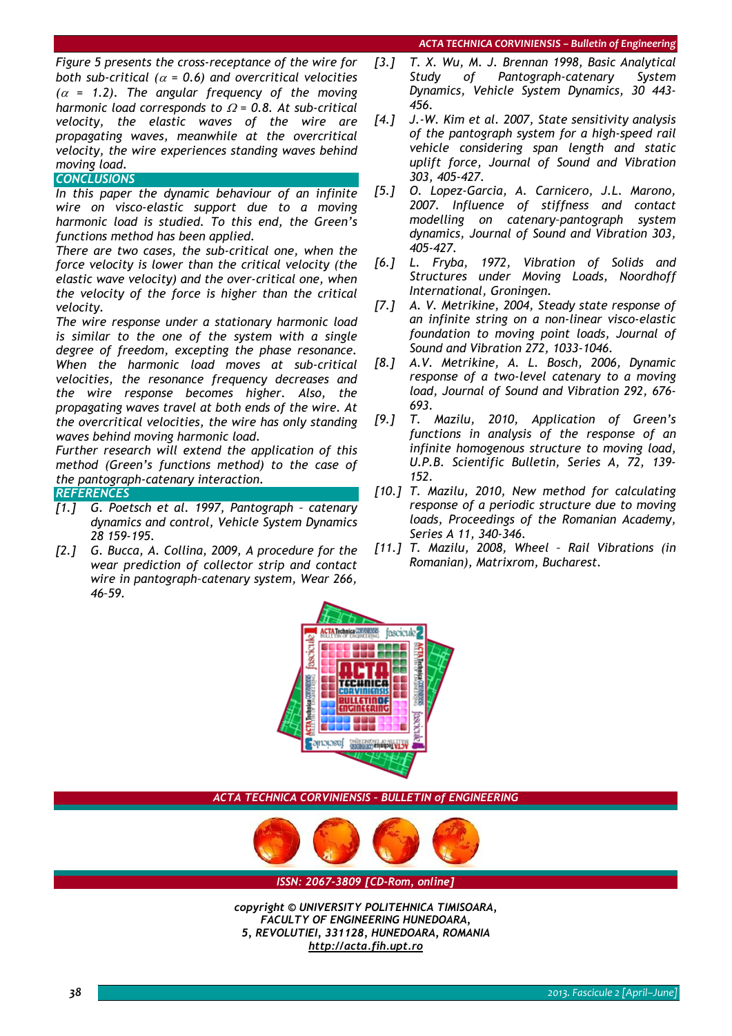*Figure 5 presents the cross-receptance of the wire for both sub-critical ($\alpha$ = 0.6) and overcritical velocities ($\alpha$ = 1.2). The angular frequency of the moving harmonic load corresponds to $\Omega$ = 0.8. At sub-critical velocity, the elastic waves of the wire are propagating waves, meanwhile at the overcritical velocity, the wire experiences standing waves behind moving load.*

## CONCLUSIONS

*In this paper the dynamic behaviour of an infinite wire on visco-elastic support due to a moving harmonic load is studied. To this end, the Green's functions method has been applied.*

*There are two cases, the sub-critical one, when the force velocity is lower than the critical velocity (the elastic wave velocity) and the over-critical one, when the velocity of the force is higher than the critical velocity.*

*The wire response under a stationary harmonic load is similar to the one of the system with a single degree of freedom, excepting the phase resonance. When the harmonic load moves at sub-critical velocities, the resonance frequency decreases and the wire response becomes higher. Also, the propagating waves travel at both ends of the wire. At the overcritical velocities, the wire has only standing waves behind moving harmonic load.*

*Further research will extend the application of this method (Green's functions method) to the case of the pantograph-catenary interaction.*

## REFERENCES

[1.] G. Poetsch et al. 1997, Pantograph – catenary dynamics and control, Vehicle System Dynamics 28 159-195.

[2.] G. Bucca, A. Collina, 2009, A procedure for the wear prediction of collector strip and contact wire in pantograph-catenary system, Wear 266, 46-59.

[3.] T. X. Wu, M. J. Brennan 1998, Basic Analytical Study of Pantograph-catenary System Dynamics, Vehicle System Dynamics, 30 443-456.

[4.] J.-W. Kim et al. 2007, State sensitivity analysis of the pantograph system for a high-speed rail vehicle considering span length and static uplift force, Journal of Sound and Vibration 303, 405-427.

[5.] O. Lopez-Garcia, A. Carnicero, J.L. Marono, 2007. Influence of stiffness and contact modelling on catenary-pantograph system dynamics, Journal of Sound and Vibration 303, 405-427.

[6.] L. Fryba, 1972, Vibration of Solids and Structures under Moving Loads, Noordhoff International, Groningen.

[7.] A. V. Metrikine, 2004, Steady state response of an infinite string on a non-linear visco-elastic foundation to moving point loads, Journal of Sound and Vibration 272, 1033-1046.

[8.] A.V. Metrikine, A. L. Bosch, 2006, Dynamic response of a two-level catenary to a moving load, Journal of Sound and Vibration 292, 676-693.

[9.] T. Mazilu, 2010, Application of Green's functions in analysis of the response of an infinite homogenous structure to moving load, U.P.B. Scientific Bulletin, Series A, 72, 139-152.

[10.] T. Mazilu, 2010, New method for calculating response of a periodic structure due to moving loads, Proceedings of the Romanian Academy, Series A 11, 340-346.

[11.] T. Mazilu, 2008, Wheel – Rail Vibrations (in Romanian), Matrixrom, Bucharest.

*ACTA TECHNICA CORVINIENSIS – BULLETIN of ENGINEERING*

*ISSN: 2067-3809 [CD-Rom, online]*

***copyright © UNIVERSITY POLITEHNICA TIMISOARA, FACULTY OF ENGINEERING HUNEDOARA, 5, REVOLUTIEI, 331128, HUNEDOARA, ROMANIA http://acta.fih.upt.ro***